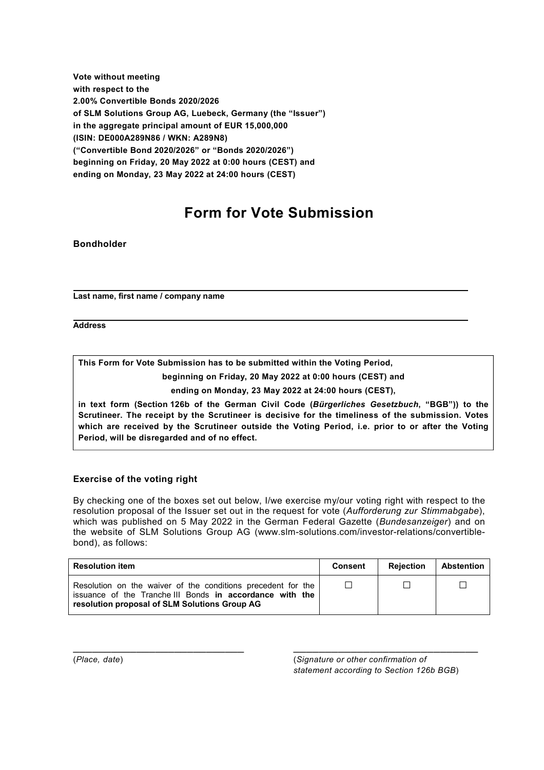**Vote without meeting**
**with respect to the**
**2.00% Convertible Bonds 2020/2026**
**of SLM Solutions Group AG, Luebeck, Germany (the "Issuer")**
**in the aggregate principal amount of EUR 15,000,000**
**(ISIN: DE000A289N86 / WKN: A289N8)**
**("Convertible Bond 2020/2026" or "Bonds 2020/2026")**
**beginning on Friday, 20 May 2022 at 0:00 hours (CEST) and**
**ending on Monday, 23 May 2022 at 24:00 hours (CEST)**

# Form for Vote Submission

**Bondholder**

______________________________________________________________

**Last name, first name / company name**

______________________________________________________________

**Address**

> **This Form for Vote Submission has to be submitted within the Voting Period,**
>
> **beginning on Friday, 20 May 2022 at 0:00 hours (CEST) and**
>
> **ending on Monday, 23 May 2022 at 24:00 hours (CEST),**
>
> **in text form (Section 126b of the German Civil Code (*Bürgerliches Gesetzbuch*, "BGB")) to the Scrutineer. The receipt by the Scrutineer is decisive for the timeliness of the submission. Votes which are received by the Scrutineer outside the Voting Period, i.e. prior to or after the Voting Period, will be disregarded and of no effect.**

**Exercise of the voting right**

By checking one of the boxes set out below, I/we exercise my/our voting right with respect to the resolution proposal of the Issuer set out in the request for vote (*Aufforderung zur Stimmabgabe*), which was published on 5 May 2022 in the German Federal Gazette (*Bundesanzeiger*) and on the website of SLM Solutions Group AG (www.slm-solutions.com/investor-relations/convertible-bond), as follows:

| Resolution item | Consent | Rejection | Abstention |
|---|---|---|---|
| Resolution on the waiver of the conditions precedent for the issuance of the Tranche III Bonds **in accordance with the resolution proposal of SLM Solutions Group AG** | ☐ | ☐ | ☐ |

______________________________ &nbsp;&nbsp;&nbsp;&nbsp;&nbsp;&nbsp; ______________________________

(*Place, date*) &nbsp;&nbsp;&nbsp;&nbsp;&nbsp;&nbsp; (*Signature or other confirmation of statement according to Section 126b BGB*)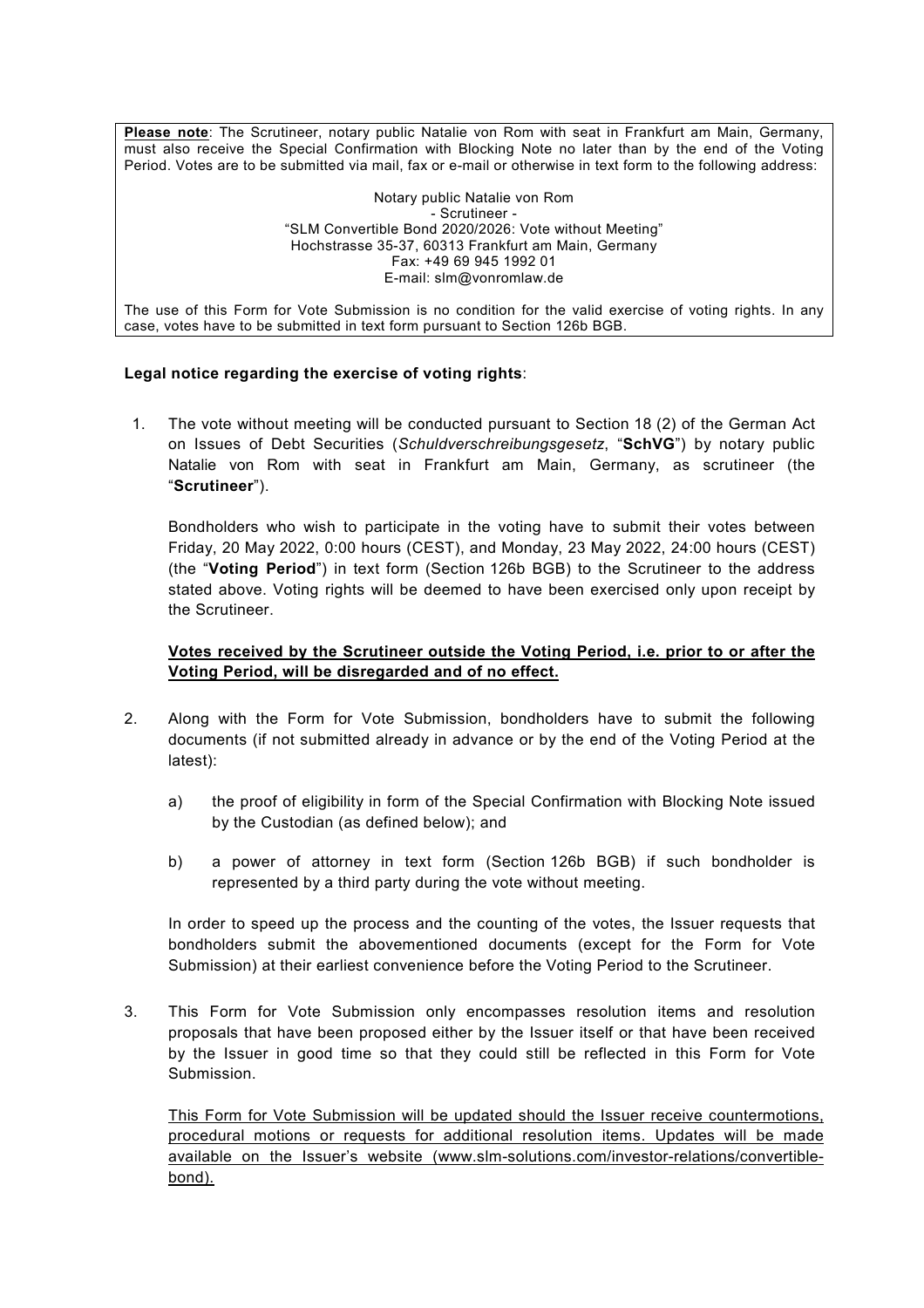**Please note**: The Scrutineer, notary public Natalie von Rom with seat in Frankfurt am Main, Germany, must also receive the Special Confirmation with Blocking Note no later than by the end of the Voting Period. Votes are to be submitted via mail, fax or e-mail or otherwise in text form to the following address:

Notary public Natalie von Rom
- Scrutineer -
"SLM Convertible Bond 2020/2026: Vote without Meeting"
Hochstrasse 35-37, 60313 Frankfurt am Main, Germany
Fax: +49 69 945 1992 01
E-mail: slm@vonromlaw.de

The use of this Form for Vote Submission is no condition for the valid exercise of voting rights. In any case, votes have to be submitted in text form pursuant to Section 126b BGB.

**Legal notice regarding the exercise of voting rights**:

1. The vote without meeting will be conducted pursuant to Section 18 (2) of the German Act on Issues of Debt Securities (*Schuldverschreibungsgesetz*, "**SchVG**") by notary public Natalie von Rom with seat in Frankfurt am Main, Germany, as scrutineer (the "**Scrutineer**").

   Bondholders who wish to participate in the voting have to submit their votes between Friday, 20 May 2022, 0:00 hours (CEST), and Monday, 23 May 2022, 24:00 hours (CEST) (the "**Voting Period**") in text form (Section 126b BGB) to the Scrutineer to the address stated above. Voting rights will be deemed to have been exercised only upon receipt by the Scrutineer.

   **Votes received by the Scrutineer outside the Voting Period, i.e. prior to or after the Voting Period, will be disregarded and of no effect.**

2. Along with the Form for Vote Submission, bondholders have to submit the following documents (if not submitted already in advance or by the end of the Voting Period at the latest):

   a) the proof of eligibility in form of the Special Confirmation with Blocking Note issued by the Custodian (as defined below); and

   b) a power of attorney in text form (Section 126b BGB) if such bondholder is represented by a third party during the vote without meeting.

   In order to speed up the process and the counting of the votes, the Issuer requests that bondholders submit the abovementioned documents (except for the Form for Vote Submission) at their earliest convenience before the Voting Period to the Scrutineer.

3. This Form for Vote Submission only encompasses resolution items and resolution proposals that have been proposed either by the Issuer itself or that have been received by the Issuer in good time so that they could still be reflected in this Form for Vote Submission.

   This Form for Vote Submission will be updated should the Issuer receive countermotions, procedural motions or requests for additional resolution items. Updates will be made available on the Issuer's website (www.slm-solutions.com/investor-relations/convertible-bond).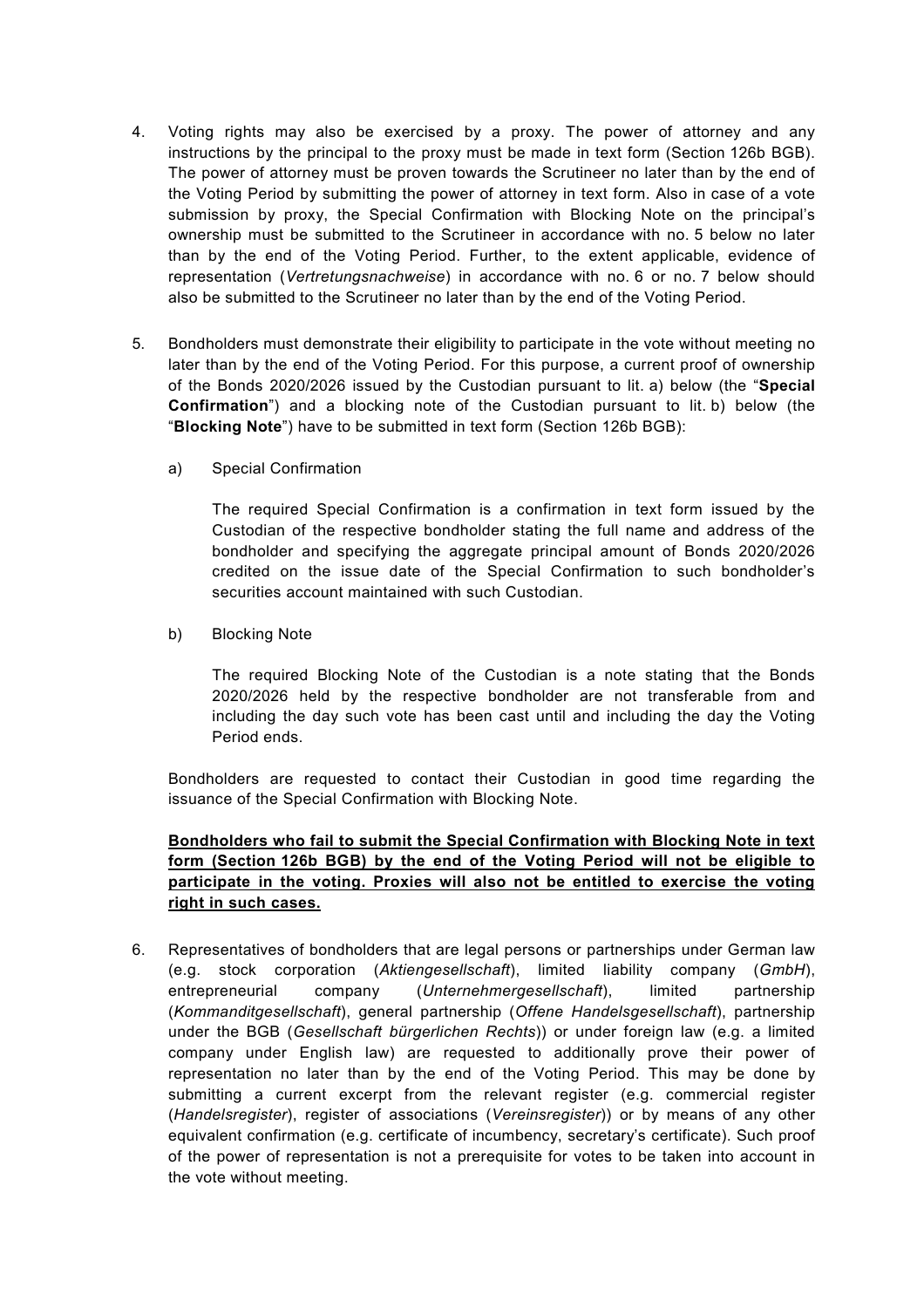4. Voting rights may also be exercised by a proxy. The power of attorney and any instructions by the principal to the proxy must be made in text form (Section 126b BGB). The power of attorney must be proven towards the Scrutineer no later than by the end of the Voting Period by submitting the power of attorney in text form. Also in case of a vote submission by proxy, the Special Confirmation with Blocking Note on the principal's ownership must be submitted to the Scrutineer in accordance with no. 5 below no later than by the end of the Voting Period. Further, to the extent applicable, evidence of representation (*Vertretungsnachweise*) in accordance with no. 6 or no. 7 below should also be submitted to the Scrutineer no later than by the end of the Voting Period.

5. Bondholders must demonstrate their eligibility to participate in the vote without meeting no later than by the end of the Voting Period. For this purpose, a current proof of ownership of the Bonds 2020/2026 issued by the Custodian pursuant to lit. a) below (the "**Special Confirmation**") and a blocking note of the Custodian pursuant to lit. b) below (the "**Blocking Note**") have to be submitted in text form (Section 126b BGB):

   a) Special Confirmation

      The required Special Confirmation is a confirmation in text form issued by the Custodian of the respective bondholder stating the full name and address of the bondholder and specifying the aggregate principal amount of Bonds 2020/2026 credited on the issue date of the Special Confirmation to such bondholder's securities account maintained with such Custodian.

   b) Blocking Note

      The required Blocking Note of the Custodian is a note stating that the Bonds 2020/2026 held by the respective bondholder are not transferable from and including the day such vote has been cast until and including the day the Voting Period ends.

   Bondholders are requested to contact their Custodian in good time regarding the issuance of the Special Confirmation with Blocking Note.

   **Bondholders who fail to submit the Special Confirmation with Blocking Note in text form (Section 126b BGB) by the end of the Voting Period will not be eligible to participate in the voting. Proxies will also not be entitled to exercise the voting right in such cases.**

6. Representatives of bondholders that are legal persons or partnerships under German law (e.g. stock corporation (*Aktiengesellschaft*), limited liability company (*GmbH*), entrepreneurial company (*Unternehmergesellschaft*), limited partnership (*Kommanditgesellschaft*), general partnership (*Offene Handelsgesellschaft*), partnership under the BGB (*Gesellschaft bürgerlichen Rechts*)) or under foreign law (e.g. a limited company under English law) are requested to additionally prove their power of representation no later than by the end of the Voting Period. This may be done by submitting a current excerpt from the relevant register (e.g. commercial register (*Handelsregister*), register of associations (*Vereinsregister*)) or by means of any other equivalent confirmation (e.g. certificate of incumbency, secretary's certificate). Such proof of the power of representation is not a prerequisite for votes to be taken into account in the vote without meeting.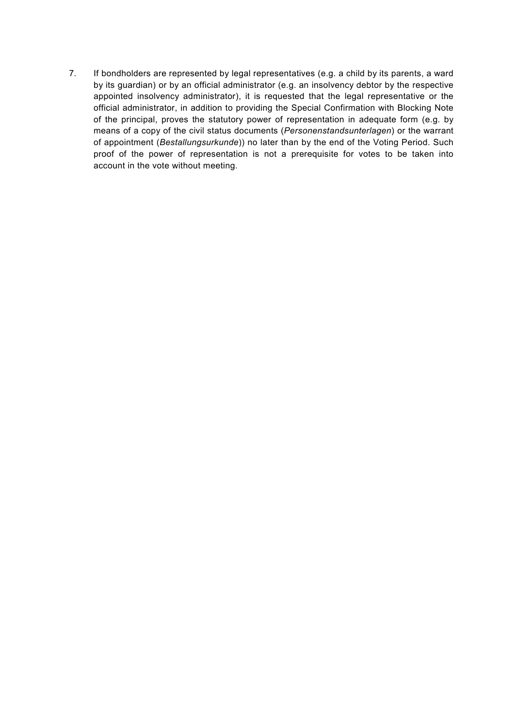7. If bondholders are represented by legal representatives (e.g. a child by its parents, a ward by its guardian) or by an official administrator (e.g. an insolvency debtor by the respective appointed insolvency administrator), it is requested that the legal representative or the official administrator, in addition to providing the Special Confirmation with Blocking Note of the principal, proves the statutory power of representation in adequate form (e.g. by means of a copy of the civil status documents (*Personenstandsunterlagen*) or the warrant of appointment (*Bestallungsurkunde*)) no later than by the end of the Voting Period. Such proof of the power of representation is not a prerequisite for votes to be taken into account in the vote without meeting.